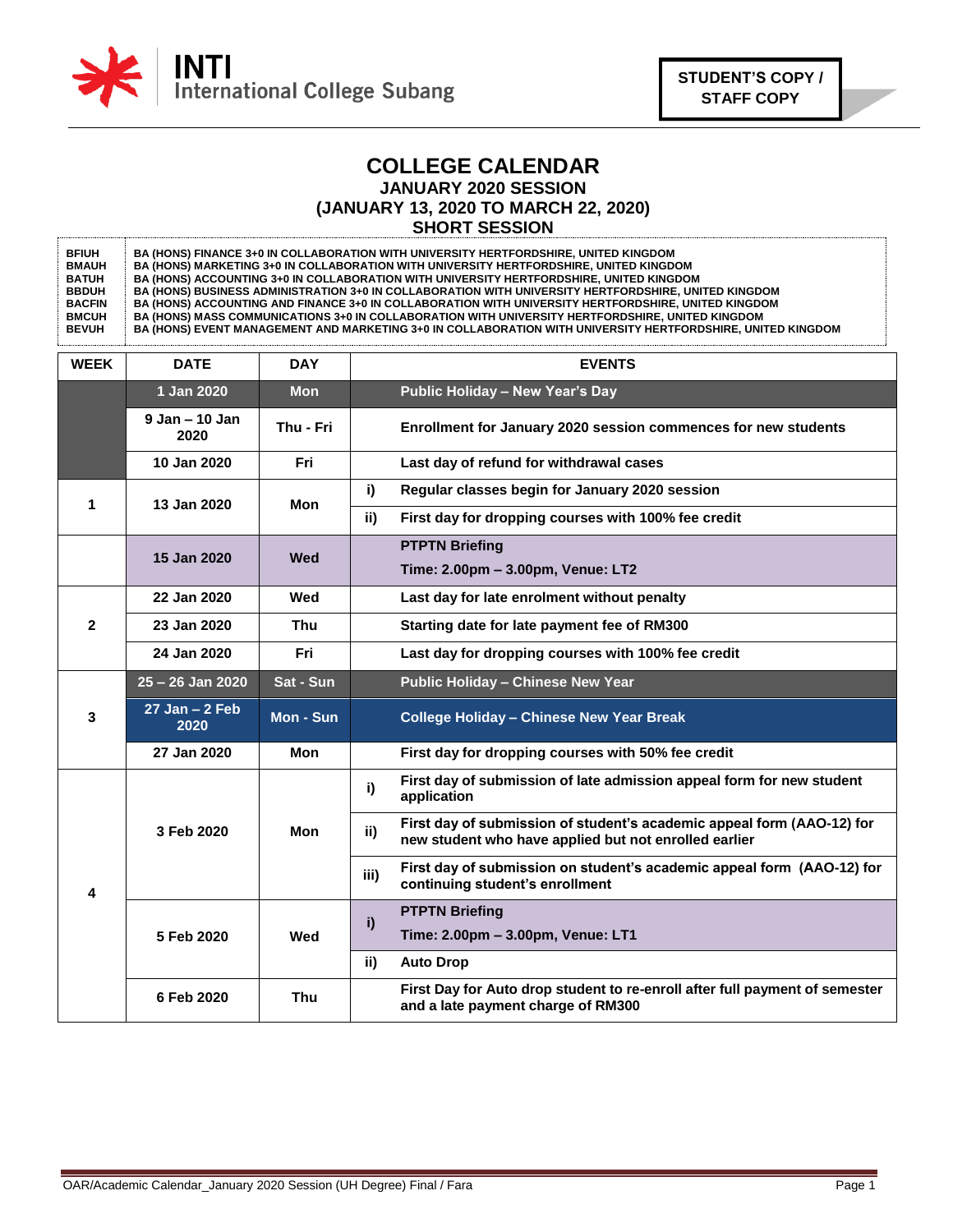INTI International College Subang

**STUDENT'S COPY / STAFF COPY**

# COLLEGE CALENDAR
## JANUARY 2020 SESSION
## (JANUARY 13, 2020 TO MARCH 22, 2020)
## SHORT SESSION

| | |
|---|---|
| BFIUH | BA (HONS) FINANCE 3+0 IN COLLABORATION WITH UNIVERSITY HERTFORDSHIRE, UNITED KINGDOM |
| BMAUH | BA (HONS) MARKETING 3+0 IN COLLABORATION WITH UNIVERSITY HERTFORDSHIRE, UNITED KINGDOM |
| BATUH | BA (HONS) ACCOUNTING 3+0 IN COLLABORATION WITH UNIVERSITY HERTFORDSHIRE, UNITED KINGDOM |
| BBDUH | BA (HONS) BUSINESS ADMINISTRATION 3+0 IN COLLABORATION WITH UNIVERSITY HERTFORDSHIRE, UNITED KINGDOM |
| BACFIN | BA (HONS) ACCOUNTING AND FINANCE 3+0 IN COLLABORATION WITH UNIVERSITY HERTFORDSHIRE, UNITED KINGDOM |
| BMCUH | BA (HONS) MASS COMMUNICATIONS 3+0 IN COLLABORATION WITH UNIVERSITY HERTFORDSHIRE, UNITED KINGDOM |
| BEVUH | BA (HONS) EVENT MANAGEMENT AND MARKETING 3+0 IN COLLABORATION WITH UNIVERSITY HERTFORDSHIRE, UNITED KINGDOM |

| WEEK | DATE | DAY | | EVENTS |
|---|---|---|---|---|
| | 1 Jan 2020 | Mon | | Public Holiday – New Year's Day |
| | 9 Jan – 10 Jan 2020 | Thu - Fri | | Enrollment for January 2020 session commences for new students |
| | 10 Jan 2020 | Fri | | Last day of refund for withdrawal cases |
| 1 | 13 Jan 2020 | Mon | i) | Regular classes begin for January 2020 session |
| | | | ii) | First day for dropping courses with 100% fee credit |
| | 15 Jan 2020 | Wed | | PTPTN Briefing<br>Time: 2.00pm – 3.00pm, Venue: LT2 |
| 2 | 22 Jan 2020 | Wed | | Last day for late enrolment without penalty |
| | 23 Jan 2020 | Thu | | Starting date for late payment fee of RM300 |
| | 24 Jan 2020 | Fri | | Last day for dropping courses with 100% fee credit |
| 3 | 25 – 26 Jan 2020 | Sat - Sun | | Public Holiday – Chinese New Year |
| | 27 Jan – 2 Feb 2020 | Mon - Sun | | College Holiday – Chinese New Year Break |
| | 27 Jan 2020 | Mon | | First day for dropping courses with 50% fee credit |
| 4 | 3 Feb 2020 | Mon | i) | First day of submission of late admission appeal form for new student application |
| | | | ii) | First day of submission of student's academic appeal form (AAO-12) for new student who have applied but not enrolled earlier |
| | | | iii) | First day of submission on student's academic appeal form (AAO-12) for continuing student's enrollment |
| | 5 Feb 2020 | Wed | i) | PTPTN Briefing<br>Time: 2.00pm – 3.00pm, Venue: LT1 |
| | | | ii) | Auto Drop |
| | 6 Feb 2020 | Thu | | First Day for Auto drop student to re-enroll after full payment of semester and a late payment charge of RM300 |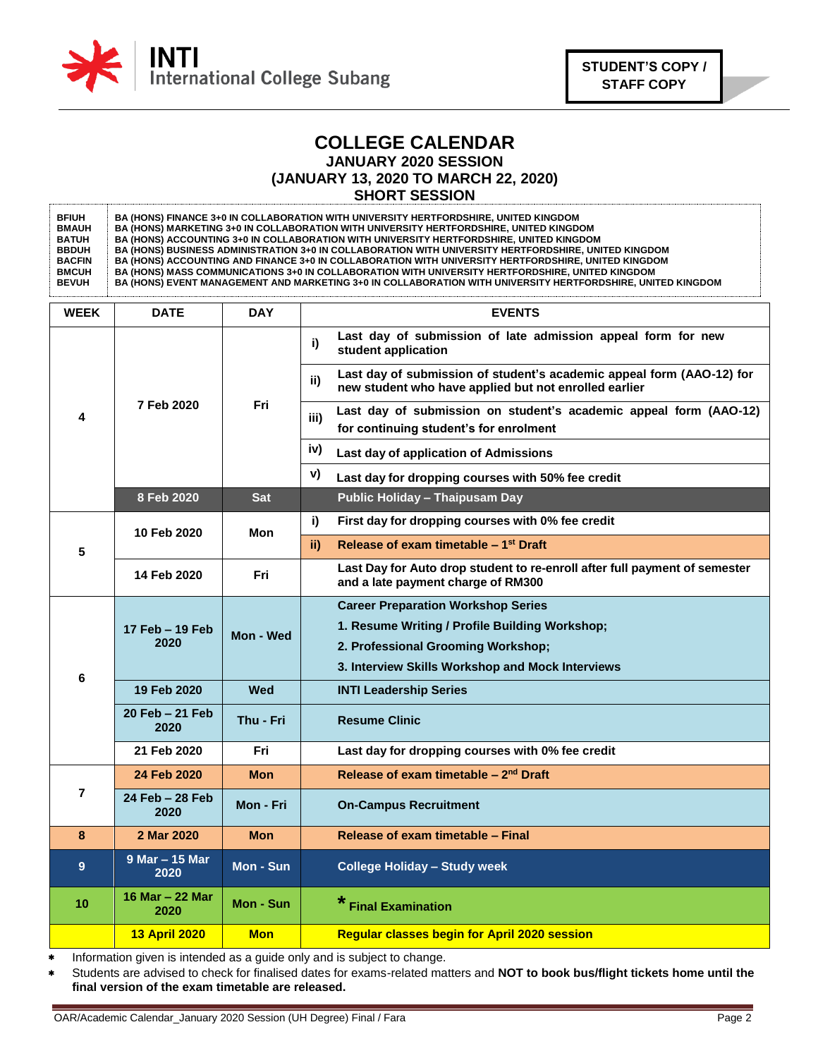INTI International College Subang

**STUDENT'S COPY / STAFF COPY**

# COLLEGE CALENDAR
## JANUARY 2020 SESSION
## (JANUARY 13, 2020 TO MARCH 22, 2020)
## SHORT SESSION

| | |
|---|---|
| BFIUH | BA (HONS) FINANCE 3+0 IN COLLABORATION WITH UNIVERSITY HERTFORDSHIRE, UNITED KINGDOM |
| BMAUH | BA (HONS) MARKETING 3+0 IN COLLABORATION WITH UNIVERSITY HERTFORDSHIRE, UNITED KINGDOM |
| BATUH | BA (HONS) ACCOUNTING 3+0 IN COLLABORATION WITH UNIVERSITY HERTFORDSHIRE, UNITED KINGDOM |
| BBDUH | BA (HONS) BUSINESS ADMINISTRATION 3+0 IN COLLABORATION WITH UNIVERSITY HERTFORDSHIRE, UNITED KINGDOM |
| BACFIN | BA (HONS) ACCOUNTING AND FINANCE 3+0 IN COLLABORATION WITH UNIVERSITY HERTFORDSHIRE, UNITED KINGDOM |
| BMCUH | BA (HONS) MASS COMMUNICATIONS 3+0 IN COLLABORATION WITH UNIVERSITY HERTFORDSHIRE, UNITED KINGDOM |
| BEVUH | BA (HONS) EVENT MANAGEMENT AND MARKETING 3+0 IN COLLABORATION WITH UNIVERSITY HERTFORDSHIRE, UNITED KINGDOM |

| WEEK | DATE | DAY | | EVENTS |
|---|---|---|---|---|
| 4 | 7 Feb 2020 | Fri | i) | Last day of submission of late admission appeal form for new student application |
| | | | ii) | Last day of submission of student's academic appeal form (AAO-12) for new student who have applied but not enrolled earlier |
| | | | iii) | Last day of submission on student's academic appeal form (AAO-12) for continuing student's for enrolment |
| | | | iv) | Last day of application of Admissions |
| | | | v) | Last day for dropping courses with 50% fee credit |
| | 8 Feb 2020 | Sat | | Public Holiday – Thaipusam Day |
| 5 | 10 Feb 2020 | Mon | i) | First day for dropping courses with 0% fee credit |
| | | | ii) | Release of exam timetable – 1st Draft |
| | 14 Feb 2020 | Fri | | Last Day for Auto drop student to re-enroll after full payment of semester and a late payment charge of RM300 |
| 6 | 17 Feb – 19 Feb 2020 | Mon - Wed | | Career Preparation Workshop Series<br>1. Resume Writing / Profile Building Workshop;<br>2. Professional Grooming Workshop;<br>3. Interview Skills Workshop and Mock Interviews |
| | 19 Feb 2020 | Wed | | INTI Leadership Series |
| | 20 Feb – 21 Feb 2020 | Thu - Fri | | Resume Clinic |
| | 21 Feb 2020 | Fri | | Last day for dropping courses with 0% fee credit |
| 7 | 24 Feb 2020 | Mon | | Release of exam timetable – 2nd Draft |
| | 24 Feb – 28 Feb 2020 | Mon - Fri | | On-Campus Recruitment |
| 8 | 2 Mar 2020 | Mon | | Release of exam timetable – Final |
| 9 | 9 Mar – 15 Mar 2020 | Mon - Sun | | College Holiday – Study week |
| 10 | 16 Mar – 22 Mar 2020 | Mon - Sun | | * Final Examination |
| | 13 April 2020 | Mon | | Regular classes begin for April 2020 session |

- Information given is intended as a guide only and is subject to change.
- Students are advised to check for finalised dates for exams-related matters and **NOT to book bus/flight tickets home until the final version of the exam timetable are released.**

OAR/Academic Calendar_January 2020 Session (UH Degree) Final / Fara